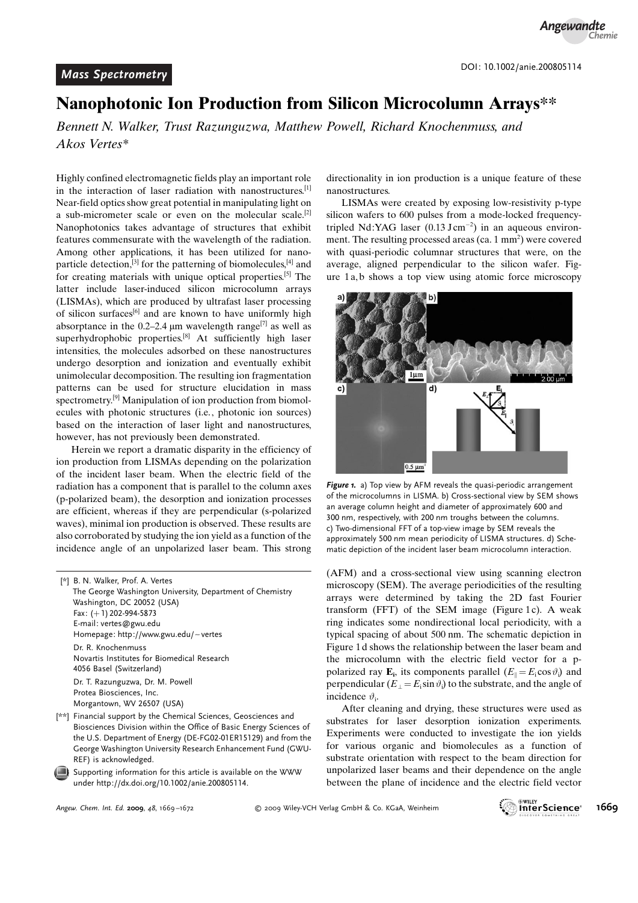*Mass Spectrometry*

DOI: 10.1002/anie.200805114

# Nanophotonic Ion Production from Silicon Microcolumn Arrays**

*Bennett N. Walker, Trust Razunguzwa, Matthew Powell, Richard Knochenmuss, and Akos Vertes**

Highly confined electromagnetic fields play an important role in the interaction of laser radiation with nanostructures.[1] Near-field optics show great potential in manipulating light on a sub-micrometer scale or even on the molecular scale.[2] Nanophotonics takes advantage of structures that exhibit features commensurate with the wavelength of the radiation. Among other applications, it has been utilized for nanoparticle detection,[3] for the patterning of biomolecules,[4] and for creating materials with unique optical properties.[5] The latter include laser-induced silicon microcolumn arrays (LISMAs), which are produced by ultrafast laser processing of silicon surfaces[6] and are known to have uniformly high absorptance in the 0.2–2.4 μm wavelength range[7] as well as superhydrophobic properties.[8] At sufficiently high laser intensities, the molecules adsorbed on these nanostructures undergo desorption and ionization and eventually exhibit unimolecular decomposition. The resulting ion fragmentation patterns can be used for structure elucidation in mass spectrometry.[9] Manipulation of ion production from biomolecules with photonic structures (i.e., photonic ion sources) based on the interaction of laser light and nanostructures, however, has not previously been demonstrated.

Herein we report a dramatic disparity in the efficiency of ion production from LISMAs depending on the polarization of the incident laser beam. When the electric field of the radiation has a component that is parallel to the column axes (p-polarized beam), the desorption and ionization processes are efficient, whereas if they are perpendicular (s-polarized waves), minimal ion production is observed. These results are also corroborated by studying the ion yield as a function of the incidence angle of an unpolarized laser beam. This strong directionality in ion production is a unique feature of these nanostructures.

LISMAs were created by exposing low-resistivity p-type silicon wafers to 600 pulses from a mode-locked frequency-tripled Nd:YAG laser (0.13 J cm$^{-2}$) in an aqueous environment. The resulting processed areas (ca. 1 mm$^2$) were covered with quasi-periodic columnar structures that were, on the average, aligned perpendicular to the silicon wafer. Figure 1 a, b shows a top view using atomic force microscopy (AFM) and a cross-sectional view using scanning electron microscopy (SEM). The average periodicities of the resulting arrays were determined by taking the 2D fast Fourier transform (FFT) of the SEM image (Figure 1 c). A weak ring indicates some nondirectional local periodicity, with a typical spacing of about 500 nm. The schematic depiction in Figure 1 d shows the relationship between the laser beam and the microcolumn with the electric field vector for a p-polarized ray $\mathbf{E_i}$, its components parallel ($E_{\parallel} = E_i \cos\vartheta_i$) and perpendicular ($E_{\perp} = E_i \sin\vartheta_i$) to the substrate, and the angle of incidence $\vartheta_i$.

**Figure 1.** a) Top view by AFM reveals the quasi-periodic arrangement of the microcolumns in LISMA. b) Cross-sectional view by SEM shows an average column height and diameter of approximately 600 and 300 nm, respectively, with 200 nm troughs between the columns. c) Two-dimensional FFT of a top-view image by SEM reveals the approximately 500 nm mean periodicity of LISMA structures. d) Schematic depiction of the incident laser beam microcolumn interaction.

After cleaning and drying, these structures were used as substrates for laser desorption ionization experiments. Experiments were conducted to investigate the ion yields for various organic and biomolecules as a function of substrate orientation with respect to the beam direction for unpolarized laser beams and their dependence on the angle between the plane of incidence and the electric field vector

[*] B. N. Walker, Prof. A. Vertes
The George Washington University, Department of Chemistry
Washington, DC 20052 (USA)
Fax: (+1) 202-994-5873
E-mail: vertes@gwu.edu
Homepage: http://www.gwu.edu/~vertes

Dr. R. Knochenmuss
Novartis Institutes for Biomedical Research
4056 Basel (Switzerland)

Dr. T. Razunguzwa, Dr. M. Powell
Protea Biosciences, Inc.
Morgantown, WV 26507 (USA)

[**] Financial support by the Chemical Sciences, Geosciences and Biosciences Division within the Office of Basic Energy Sciences of the U.S. Department of Energy (DE-FG02-01ER15129) and from the George Washington University Research Enhancement Fund (GWU-REF) is acknowledged.

Supporting information for this article is available on the WWW under http://dx.doi.org/10.1002/anie.200805114.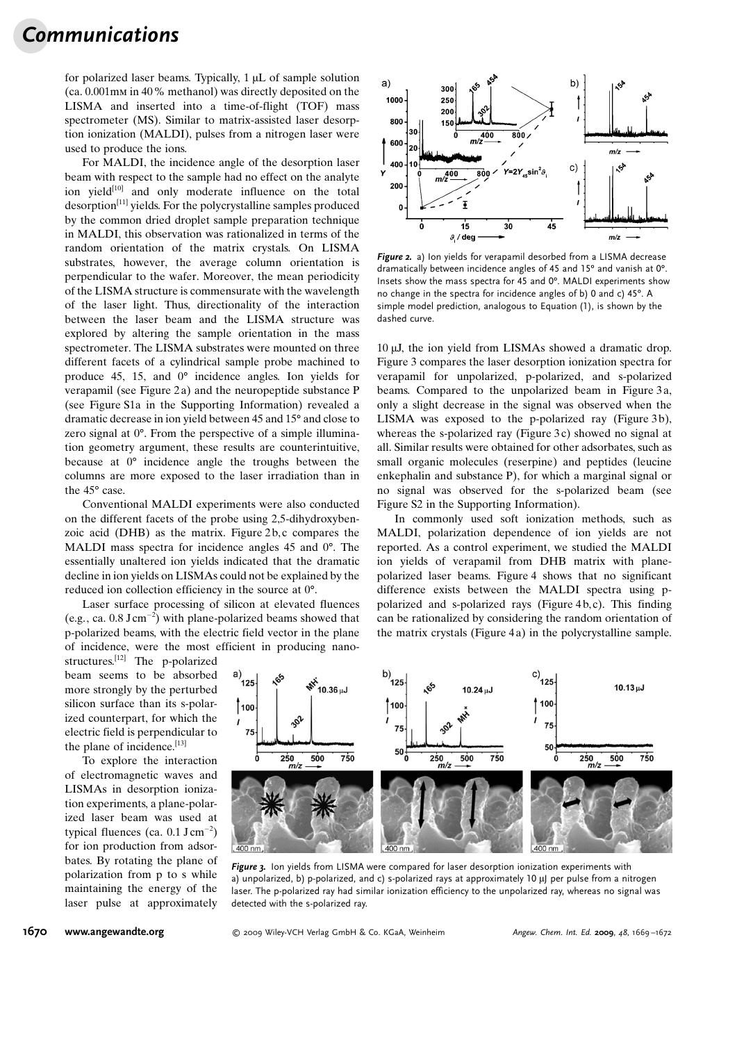for polarized laser beams. Typically, 1 µL of sample solution (ca. 0.001mM in 40% methanol) was directly deposited on the LISMA and inserted into a time-of-flight (TOF) mass spectrometer (MS). Similar to matrix-assisted laser desorption ionization (MALDI), pulses from a nitrogen laser were used to produce the ions.

For MALDI, the incidence angle of the desorption laser beam with respect to the sample had no effect on the analyte ion yield[10] and only moderate influence on the total desorption[11] yields. For the polycrystalline samples produced by the common dried droplet sample preparation technique in MALDI, this observation was rationalized in terms of the random orientation of the matrix crystals. On LISMA substrates, however, the average column orientation is perpendicular to the wafer. Moreover, the mean periodicity of the LISMA structure is commensurate with the wavelength of the laser light. Thus, directionality of the interaction between the laser beam and the LISMA structure was explored by altering the sample orientation in the mass spectrometer. The LISMA substrates were mounted on three different facets of a cylindrical sample probe machined to produce 45, 15, and 0° incidence angles. Ion yields for verapamil (see Figure 2a) and the neuropeptide substance P (see Figure S1a in the Supporting Information) revealed a dramatic decrease in ion yield between 45 and 15° and close to zero signal at 0°. From the perspective of a simple illumination geometry argument, these results are counterintuitive, because at 0° incidence angle the troughs between the columns are more exposed to the laser irradiation than in the 45° case.

Conventional MALDI experiments were also conducted on the different facets of the probe using 2,5-dihydroxybenzoic acid (DHB) as the matrix. Figure 2b,c compares the MALDI mass spectra for incidence angles 45 and 0°. The essentially unaltered ion yields indicated that the dramatic decline in ion yields on LISMAs could not be explained by the reduced ion collection efficiency in the source at 0°.

Laser surface processing of silicon at elevated fluences (e.g., ca. 0.8 $\mathrm{J\,cm^{-2}}$) with plane-polarized beams showed that p-polarized beams, with the electric field vector in the plane of incidence, were the most efficient in producing nanostructures.[12] The p-polarized beam seems to be absorbed more strongly by the perturbed silicon surface than its s-polarized counterpart, for which the electric field is perpendicular to the plane of incidence.[13]

To explore the interaction of electromagnetic waves and LISMAs in desorption ionization experiments, a plane-polarized laser beam was used at typical fluences (ca. 0.1 $\mathrm{J\,cm^{-2}}$) for ion production from adsorbates. By rotating the plane of polarization from p to s while maintaining the energy of the laser pulse at approximately 10 µJ, the ion yield from LISMAs showed a dramatic drop. Figure 3 compares the laser desorption ionization spectra for verapamil for unpolarized, p-polarized, and s-polarized beams. Compared to the unpolarized beam in Figure 3a, only a slight decrease in the signal was observed when the LISMA was exposed to the p-polarized ray (Figure 3b), whereas the s-polarized ray (Figure 3c) showed no signal at all. Similar results were obtained for other adsorbates, such as small organic molecules (reserpine) and peptides (leucine enkephalin and substance P), for which a marginal signal or no signal was observed for the s-polarized beam (see Figure S2 in the Supporting Information).

*Figure 2.* a) Ion yields for verapamil desorbed from a LISMA decrease dramatically between incidence angles of 45 and 15° and vanish at 0°. Insets show the mass spectra for 45 and 0°. MALDI experiments show no change in the spectra for incidence angles of b) 0 and c) 45°. A simple model prediction, analogous to Equation (1), is shown by the dashed curve.

In commonly used soft ionization methods, such as MALDI, polarization dependence of ion yields are not reported. As a control experiment, we studied the MALDI ion yields of verapamil from DHB matrix with plane-polarized laser beams. Figure 4 shows that no significant difference exists between the MALDI spectra using p-polarized and s-polarized rays (Figure 4b,c). This finding can be rationalized by considering the random orientation of the matrix crystals (Figure 4a) in the polycrystalline sample.

*Figure 3.* Ion yields from LISMA were compared for laser desorption ionization experiments with a) unpolarized, b) p-polarized, and c) s-polarized rays at approximately 10 µJ per pulse from a nitrogen laser. The p-polarized ray had similar ionization efficiency to the unpolarized ray, whereas no signal was detected with the s-polarized ray.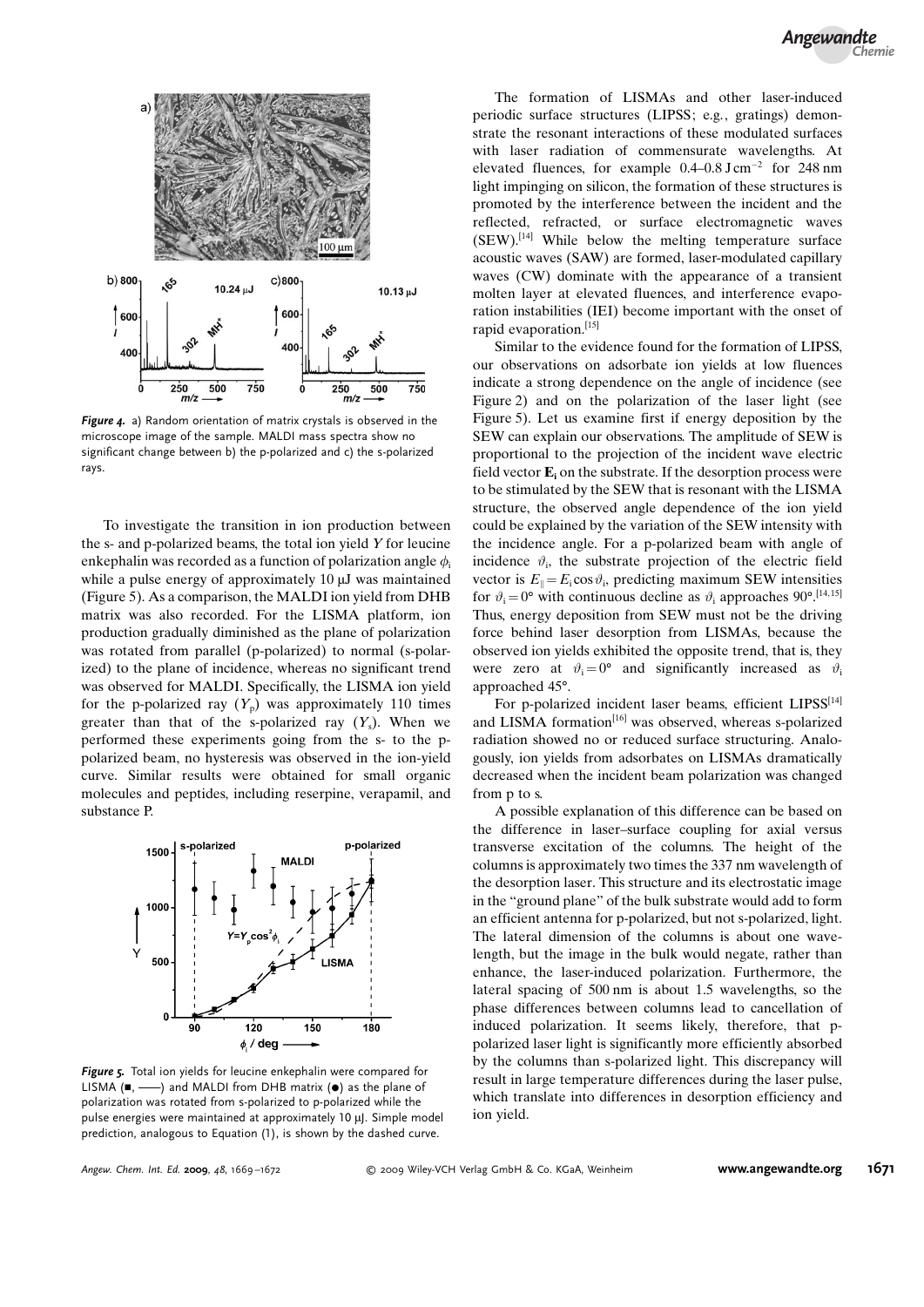*Figure 4.* a) Random orientation of matrix crystals is observed in the microscope image of the sample. MALDI mass spectra show no significant change between b) the p-polarized and c) the s-polarized rays.

To investigate the transition in ion production between the s- and p-polarized beams, the total ion yield $Y$ for leucine enkephalin was recorded as a function of polarization angle $\phi_i$ while a pulse energy of approximately 10 μJ was maintained (Figure 5). As a comparison, the MALDI ion yield from DHB matrix was also recorded. For the LISMA platform, ion production gradually diminished as the plane of polarization was rotated from parallel (p-polarized) to normal (s-polarized) to the plane of incidence, whereas no significant trend was observed for MALDI. Specifically, the LISMA ion yield for the p-polarized ray ($Y_p$) was approximately 110 times greater than that of the s-polarized ray ($Y_s$). When we performed these experiments going from the s- to the p-polarized beam, no hysteresis was observed in the ion-yield curve. Similar results were obtained for small organic molecules and peptides, including reserpine, verapamil, and substance P.

*Figure 5.* Total ion yields for leucine enkephalin were compared for LISMA (■, ——) and MALDI from DHB matrix (●) as the plane of polarization was rotated from s-polarized to p-polarized while the pulse energies were maintained at approximately 10 μJ. Simple model prediction, analogous to Equation (1), is shown by the dashed curve.

The formation of LISMAs and other laser-induced periodic surface structures (LIPSS; e.g., gratings) demonstrate the resonant interactions of these modulated surfaces with laser radiation of commensurate wavelengths. At elevated fluences, for example 0.4–0.8 $\mathrm{J\,cm^{-2}}$ for 248 nm light impinging on silicon, the formation of these structures is promoted by the interference between the incident and the reflected, refracted, or surface electromagnetic waves (SEW).[14] While below the melting temperature surface acoustic waves (SAW) are formed, laser-modulated capillary waves (CW) dominate with the appearance of a transient molten layer at elevated fluences, and interference evaporation instabilities (IEI) become important with the onset of rapid evaporation.[15]

Similar to the evidence found for the formation of LIPSS, our observations on adsorbate ion yields at low fluences indicate a strong dependence on the angle of incidence (see Figure 2) and on the polarization of the laser light (see Figure 5). Let us examine first if energy deposition by the SEW can explain our observations. The amplitude of SEW is proportional to the projection of the incident wave electric field vector $\mathbf{E_i}$ on the substrate. If the desorption process were to be stimulated by the SEW that is resonant with the LISMA structure, the observed angle dependence of the ion yield could be explained by the variation of the SEW intensity with the incidence angle. For a p-polarized beam with angle of incidence $\vartheta_i$, the substrate projection of the electric field vector is $E_\parallel = E_i \cos\vartheta_i$, predicting maximum SEW intensities for $\vartheta_i = 0°$ with continuous decline as $\vartheta_i$ approaches 90°.[14,15] Thus, energy deposition from SEW must not be the driving force behind laser desorption from LISMAs, because the observed ion yields exhibited the opposite trend, that is, they were zero at $\vartheta_i = 0°$ and significantly increased as $\vartheta_i$ approached 45°.

For p-polarized incident laser beams, efficient LIPSS[14] and LISMA formation[16] was observed, whereas s-polarized radiation showed no or reduced surface structuring. Analogously, ion yields from adsorbates on LISMAs dramatically decreased when the incident beam polarization was changed from p to s.

A possible explanation of this difference can be based on the difference in laser–surface coupling for axial versus transverse excitation of the columns. The height of the columns is approximately two times the 337 nm wavelength of the desorption laser. This structure and its electrostatic image in the "ground plane" of the bulk substrate would add to form an efficient antenna for p-polarized, but not s-polarized, light. The lateral dimension of the columns is about one wavelength, but the image in the bulk would negate, rather than enhance, the laser-induced polarization. Furthermore, the lateral spacing of 500 nm is about 1.5 wavelengths, so the phase differences between columns lead to cancellation of induced polarization. It seems likely, therefore, that p-polarized laser light is significantly more efficiently absorbed by the columns than s-polarized light. This discrepancy will result in large temperature differences during the laser pulse, which translate into differences in desorption efficiency and ion yield.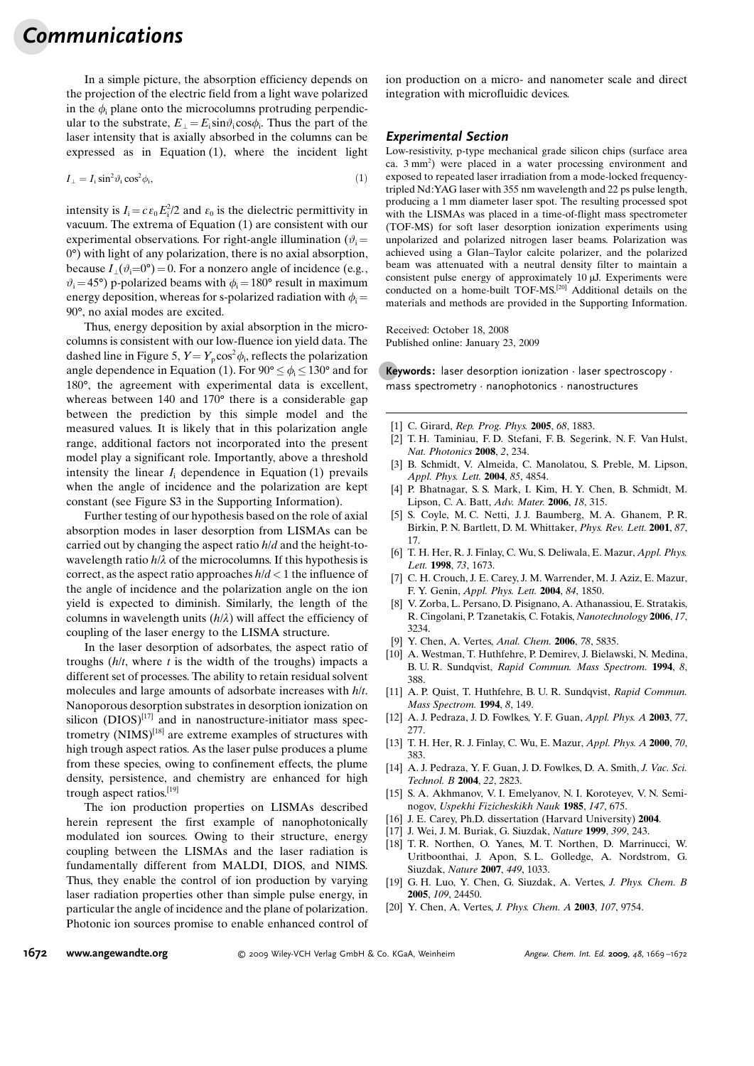In a simple picture, the absorption efficiency depends on the projection of the electric field from a light wave polarized in the $\phi_i$ plane onto the microcolumns protruding perpendicular to the substrate, $E_\perp = E_i \sin\vartheta_i \cos\phi_i$. Thus the part of the laser intensity that is axially absorbed in the columns can be expressed as in Equation (1), where the incident light

$$I_\perp = I_i \sin^2\vartheta_i \cos^2\phi_i, \qquad (1)$$

intensity is $I_i = c\varepsilon_0 E_i^2/2$ and $\varepsilon_0$ is the dielectric permittivity in vacuum. The extrema of Equation (1) are consistent with our experimental observations. For right-angle illumination ($\vartheta_i = 0°$) with light of any polarization, there is no axial absorption, because $I_\perp(\vartheta_i = 0°) = 0$. For a nonzero angle of incidence (e.g., $\vartheta_i = 45°$) p-polarized beams with $\phi_i = 180°$ result in maximum energy deposition, whereas for s-polarized radiation with $\phi_i = 90°$, no axial modes are excited.

Thus, energy deposition by axial absorption in the microcolumns is consistent with our low-fluence ion yield data. The dashed line in Figure 5, $Y = Y_p \cos^2\phi_i$, reflects the polarization angle dependence in Equation (1). For $90° \leq \phi_i \leq 130°$ and for 180°, the agreement with experimental data is excellent, whereas between 140 and 170° there is a considerable gap between the prediction by this simple model and the measured values. It is likely that in this polarization angle range, additional factors not incorporated into the present model play a significant role. Importantly, above a threshold intensity the linear $I_i$ dependence in Equation (1) prevails when the angle of incidence and the polarization are kept constant (see Figure S3 in the Supporting Information).

Further testing of our hypothesis based on the role of axial absorption modes in laser desorption from LISMAs can be carried out by changing the aspect ratio $h/d$ and the height-to-wavelength ratio $h/\lambda$ of the microcolumns. If this hypothesis is correct, as the aspect ratio approaches $h/d < 1$ the influence of the angle of incidence and the polarization angle on the ion yield is expected to diminish. Similarly, the length of the columns in wavelength units ($h/\lambda$) will affect the efficiency of coupling of the laser energy to the LISMA structure.

In the laser desorption of adsorbates, the aspect ratio of troughs ($h/t$, where $t$ is the width of the troughs) impacts a different set of processes. The ability to retain residual solvent molecules and large amounts of adsorbate increases with $h/t$. Nanoporous desorption substrates in desorption ionization on silicon (DIOS)[17] and in nanostructure-initiator mass spectrometry (NIMS)[18] are extreme examples of structures with high trough aspect ratios. As the laser pulse produces a plume from these species, owing to confinement effects, the plume density, persistence, and chemistry are enhanced for high trough aspect ratios.[19]

The ion production properties on LISMAs described herein represent the first example of nanophotonically modulated ion sources. Owing to their structure, energy coupling between the LISMAs and the laser radiation is fundamentally different from MALDI, DIOS, and NIMS. Thus, they enable the control of ion production by varying laser radiation properties other than simple pulse energy, in particular the angle of incidence and the plane of polarization. Photonic ion sources promise to enable enhanced control of ion production on a micro- and nanometer scale and direct integration with microfluidic devices.

## Experimental Section

Low-resistivity, p-type mechanical grade silicon chips (surface area ca. 3 mm$^2$) were placed in a water processing environment and exposed to repeated laser irradiation from a mode-locked frequency-tripled Nd:YAG laser with 355 nm wavelength and 22 ps pulse length, producing a 1 mm diameter laser spot. The resulting processed spot with the LISMAs was placed in a time-of-flight mass spectrometer (TOF-MS) for soft laser desorption ionization experiments using unpolarized and polarized nitrogen laser beams. Polarization was achieved using a Glan–Taylor calcite polarizer, and the polarized beam was attenuated with a neutral density filter to maintain a consistent pulse energy of approximately 10 μJ. Experiments were conducted on a home-built TOF-MS.[20] Additional details on the materials and methods are provided in the Supporting Information.

Received: October 18, 2008
Published online: January 23, 2009

**Keywords:** laser desorption ionization · laser spectroscopy · mass spectrometry · nanophotonics · nanostructures

[1] C. Girard, *Rep. Prog. Phys.* **2005**, *68*, 1883.
[2] T. H. Taminiau, F. D. Stefani, F. B. Segerink, N. F. Van Hulst, *Nat. Photonics* **2008**, *2*, 234.
[3] B. Schmidt, V. Almeida, C. Manolatou, S. Preble, M. Lipson, *Appl. Phys. Lett.* **2004**, *85*, 4854.
[4] P. Bhatnagar, S. S. Mark, I. Kim, H. Y. Chen, B. Schmidt, M. Lipson, C. A. Batt, *Adv. Mater.* **2006**, *18*, 315.
[5] S. Coyle, M. C. Netti, J. J. Baumberg, M. A. Ghanem, P. R. Birkin, P. N. Bartlett, D. M. Whittaker, *Phys. Rev. Lett.* **2001**, *87*, 17.
[6] T. H. Her, R. J. Finlay, C. Wu, S. Deliwala, E. Mazur, *Appl. Phys. Lett.* **1998**, *73*, 1673.
[7] C. H. Crouch, J. E. Carey, J. M. Warrender, M. J. Aziz, E. Mazur, F. Y. Genin, *Appl. Phys. Lett.* **2004**, *84*, 1850.
[8] V. Zorba, L. Persano, D. Pisignano, A. Athanassiou, E. Stratakis, R. Cingolani, P. Tzanetakis, C. Fotakis, *Nanotechnology* **2006**, *17*, 3234.
[9] Y. Chen, A. Vertes, *Anal. Chem.* **2006**, *78*, 5835.
[10] A. Westman, T. Huthfehre, P. Demirev, J. Bielawski, N. Medina, B. U. R. Sundqvist, *Rapid Commun. Mass Spectrom.* **1994**, *8*, 388.
[11] A. P. Quist, T. Huthfehre, B. U. R. Sundqvist, *Rapid Commun. Mass Spectrom.* **1994**, *8*, 149.
[12] A. J. Pedraza, J. D. Fowlkes, Y. F. Guan, *Appl. Phys. A* **2003**, *77*, 277.
[13] T. H. Her, R. J. Finlay, C. Wu, E. Mazur, *Appl. Phys. A* **2000**, *70*, 383.
[14] A. J. Pedraza, Y. F. Guan, J. D. Fowlkes, D. A. Smith, *J. Vac. Sci. Technol. B* **2004**, *22*, 2823.
[15] S. A. Akhmanov, V. I. Emelyanov, N. I. Koroteyev, V. N. Seminogov, *Uspekhi Fizicheskikh Nauk* **1985**, *147*, 675.
[16] J. E. Carey, Ph.D. dissertation (Harvard University) **2004**.
[17] J. Wei, J. M. Buriak, G. Siuzdak, *Nature* **1999**, *399*, 243.
[18] T. R. Northen, O. Yanes, M. T. Northen, D. Marrinucci, W. Uritboonthai, J. Apon, S. L. Golledge, A. Nordstrom, G. Siuzdak, *Nature* **2007**, *449*, 1033.
[19] G. H. Luo, Y. Chen, G. Siuzdak, A. Vertes, *J. Phys. Chem. B* **2005**, *109*, 24450.
[20] Y. Chen, A. Vertes, *J. Phys. Chem. A* **2003**, *107*, 9754.